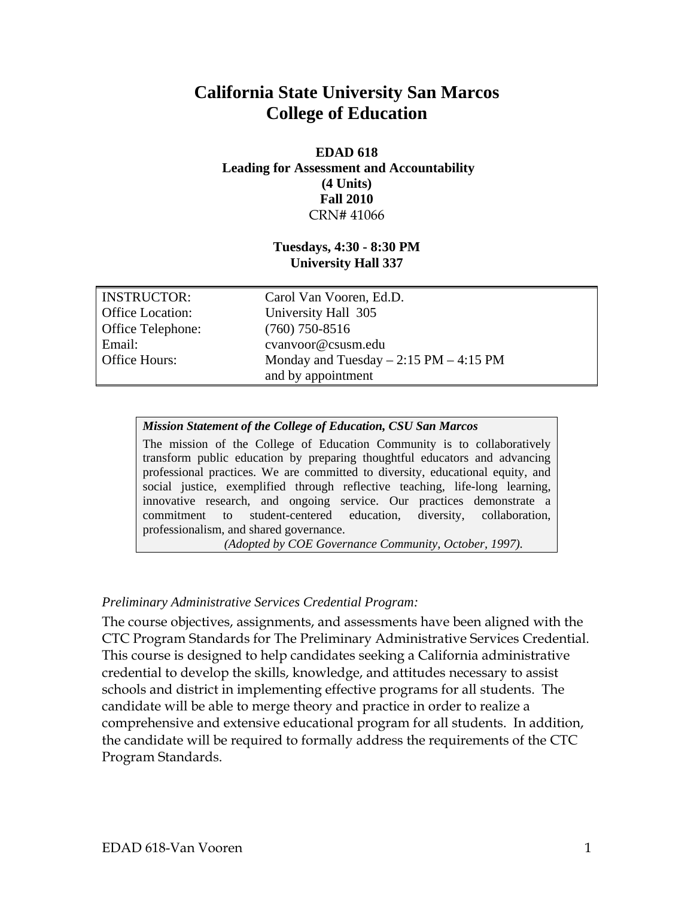# California State University San Marcos
# College of Education

**EDAD 618**
**Leading for Assessment and Accountability**
**(4 Units)**
**Fall 2010**
CRN# 41066

**Tuesdays, 4:30 - 8:30 PM**
**University Hall 337**

| | |
|---|---|
| INSTRUCTOR: | Carol Van Vooren, Ed.D. |
| Office Location: | University Hall 305 |
| Office Telephone: | (760) 750-8516 |
| Email: | cvanvoor@csusm.edu |
| Office Hours: | Monday and Tuesday – 2:15 PM – 4:15 PM and by appointment |

***Mission Statement of the College of Education, CSU San Marcos***

The mission of the College of Education Community is to collaboratively transform public education by preparing thoughtful educators and advancing professional practices. We are committed to diversity, educational equity, and social justice, exemplified through reflective teaching, life-long learning, innovative research, and ongoing service. Our practices demonstrate a commitment to student-centered education, diversity, collaboration, professionalism, and shared governance.

*(Adopted by COE Governance Community, October, 1997).*

*Preliminary Administrative Services Credential Program:*

The course objectives, assignments, and assessments have been aligned with the CTC Program Standards for The Preliminary Administrative Services Credential. This course is designed to help candidates seeking a California administrative credential to develop the skills, knowledge, and attitudes necessary to assist schools and district in implementing effective programs for all students. The candidate will be able to merge theory and practice in order to realize a comprehensive and extensive educational program for all students. In addition, the candidate will be required to formally address the requirements of the CTC Program Standards.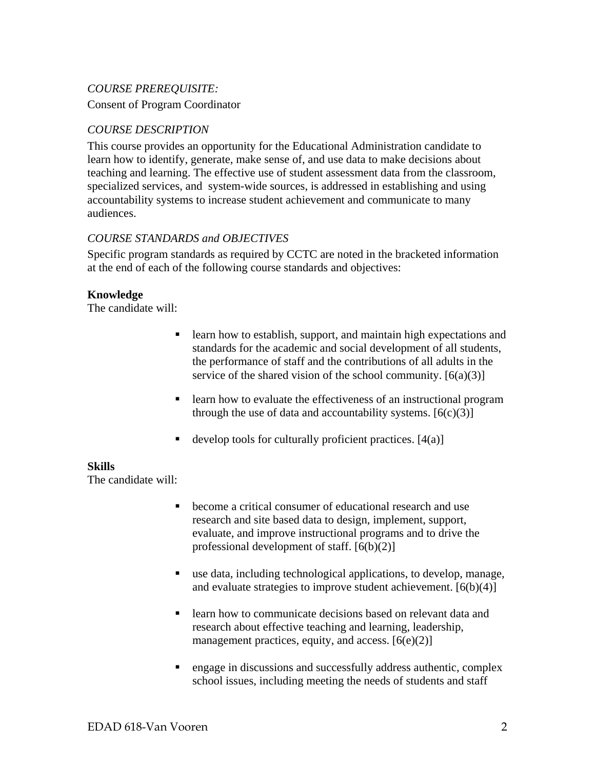*COURSE PREREQUISITE:*

Consent of Program Coordinator

*COURSE DESCRIPTION*

This course provides an opportunity for the Educational Administration candidate to learn how to identify, generate, make sense of, and use data to make decisions about teaching and learning. The effective use of student assessment data from the classroom, specialized services, and system-wide sources, is addressed in establishing and using accountability systems to increase student achievement and communicate to many audiences.

*COURSE STANDARDS and OBJECTIVES*

Specific program standards as required by CCTC are noted in the bracketed information at the end of each of the following course standards and objectives:

**Knowledge**

The candidate will:

- learn how to establish, support, and maintain high expectations and standards for the academic and social development of all students, the performance of staff and the contributions of all adults in the service of the shared vision of the school community. [6(a)(3)]
- learn how to evaluate the effectiveness of an instructional program through the use of data and accountability systems. [6(c)(3)]
- develop tools for culturally proficient practices. [4(a)]

**Skills**

The candidate will:

- become a critical consumer of educational research and use research and site based data to design, implement, support, evaluate, and improve instructional programs and to drive the professional development of staff. [6(b)(2)]
- use data, including technological applications, to develop, manage, and evaluate strategies to improve student achievement. [6(b)(4)]
- learn how to communicate decisions based on relevant data and research about effective teaching and learning, leadership, management practices, equity, and access. [6(e)(2)]
- engage in discussions and successfully address authentic, complex school issues, including meeting the needs of students and staff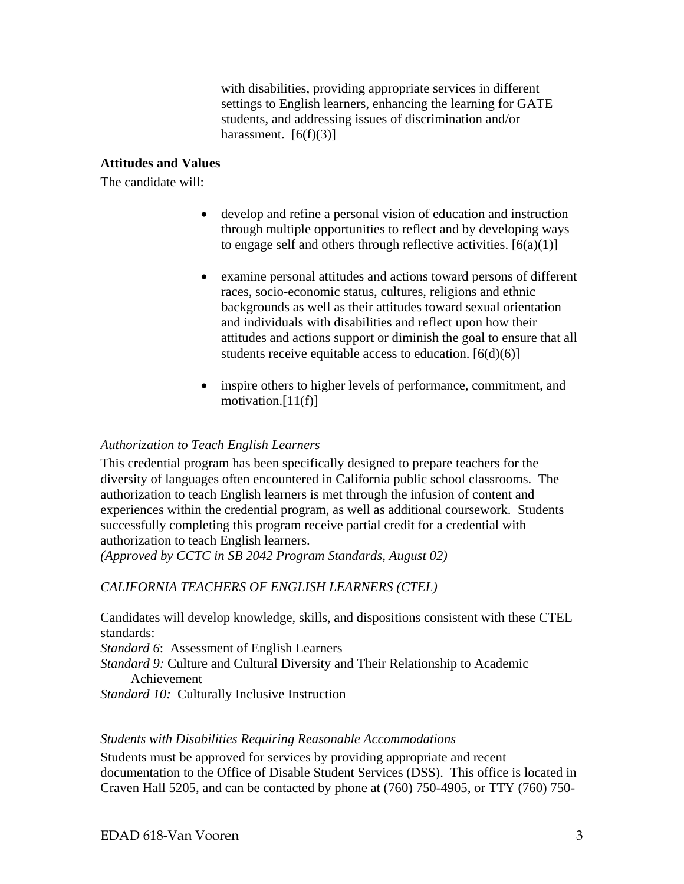with disabilities, providing appropriate services in different settings to English learners, enhancing the learning for GATE students, and addressing issues of discrimination and/or harassment. [6(f)(3)]

**Attitudes and Values**

The candidate will:

- develop and refine a personal vision of education and instruction through multiple opportunities to reflect and by developing ways to engage self and others through reflective activities. [6(a)(1)]

- examine personal attitudes and actions toward persons of different races, socio-economic status, cultures, religions and ethnic backgrounds as well as their attitudes toward sexual orientation and individuals with disabilities and reflect upon how their attitudes and actions support or diminish the goal to ensure that all students receive equitable access to education. [6(d)(6)]

- inspire others to higher levels of performance, commitment, and motivation.[11(f)]

*Authorization to Teach English Learners*

This credential program has been specifically designed to prepare teachers for the diversity of languages often encountered in California public school classrooms. The authorization to teach English learners is met through the infusion of content and experiences within the credential program, as well as additional coursework. Students successfully completing this program receive partial credit for a credential with authorization to teach English learners.
*(Approved by CCTC in SB 2042 Program Standards, August 02)*

*CALIFORNIA TEACHERS OF ENGLISH LEARNERS (CTEL)*

Candidates will develop knowledge, skills, and dispositions consistent with these CTEL standards:
*Standard 6*: Assessment of English Learners
*Standard 9:* Culture and Cultural Diversity and Their Relationship to Academic Achievement
*Standard 10:* Culturally Inclusive Instruction

*Students with Disabilities Requiring Reasonable Accommodations*

Students must be approved for services by providing appropriate and recent documentation to the Office of Disable Student Services (DSS). This office is located in Craven Hall 5205, and can be contacted by phone at (760) 750-4905, or TTY (760) 750-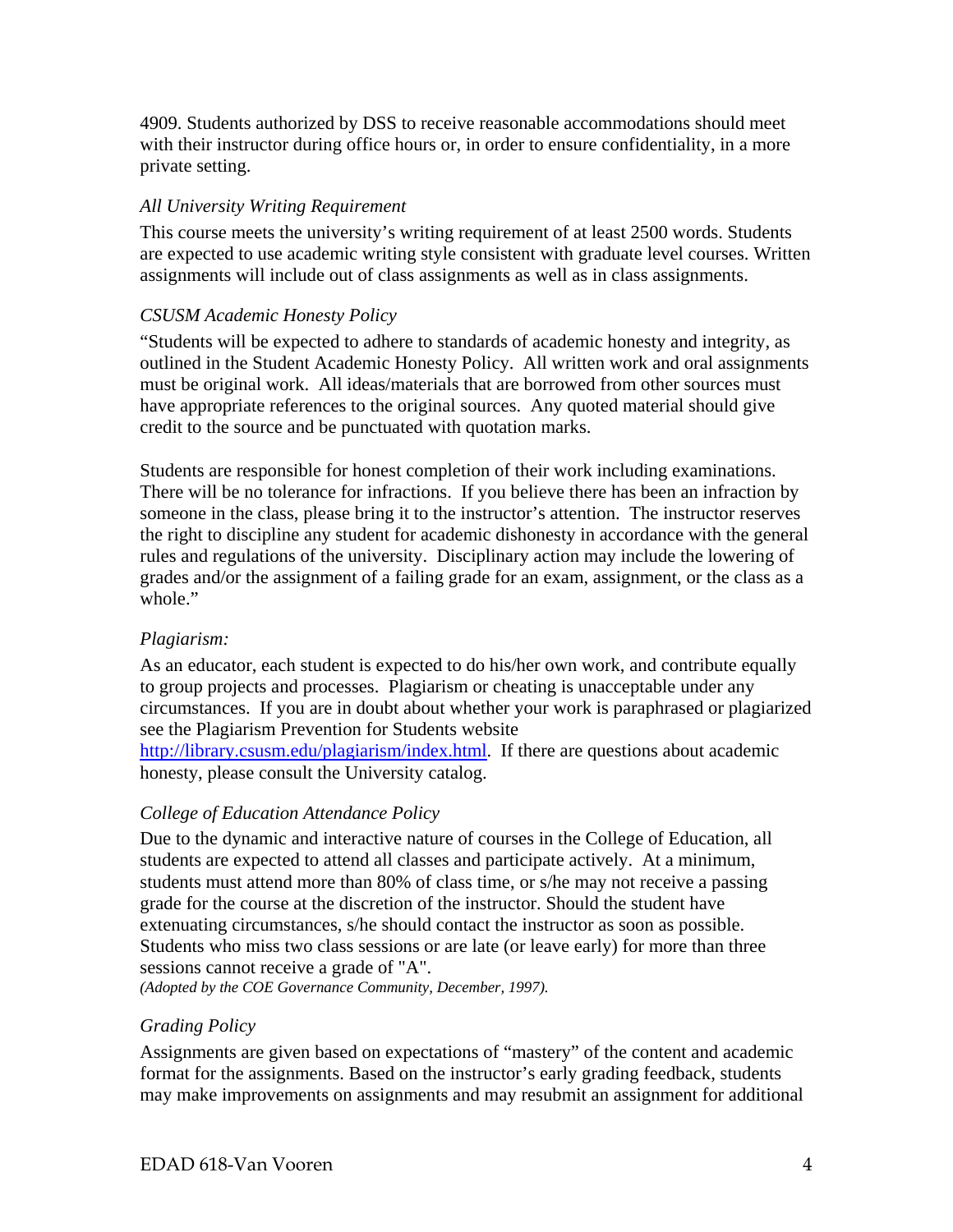4909. Students authorized by DSS to receive reasonable accommodations should meet with their instructor during office hours or, in order to ensure confidentiality, in a more private setting.

*All University Writing Requirement*

This course meets the university's writing requirement of at least 2500 words. Students are expected to use academic writing style consistent with graduate level courses. Written assignments will include out of class assignments as well as in class assignments.

*CSUSM Academic Honesty Policy*

"Students will be expected to adhere to standards of academic honesty and integrity, as outlined in the Student Academic Honesty Policy. All written work and oral assignments must be original work. All ideas/materials that are borrowed from other sources must have appropriate references to the original sources. Any quoted material should give credit to the source and be punctuated with quotation marks.

Students are responsible for honest completion of their work including examinations. There will be no tolerance for infractions. If you believe there has been an infraction by someone in the class, please bring it to the instructor's attention. The instructor reserves the right to discipline any student for academic dishonesty in accordance with the general rules and regulations of the university. Disciplinary action may include the lowering of grades and/or the assignment of a failing grade for an exam, assignment, or the class as a whole."

*Plagiarism:*

As an educator, each student is expected to do his/her own work, and contribute equally to group projects and processes. Plagiarism or cheating is unacceptable under any circumstances. If you are in doubt about whether your work is paraphrased or plagiarized see the Plagiarism Prevention for Students website http://library.csusm.edu/plagiarism/index.html. If there are questions about academic honesty, please consult the University catalog.

*College of Education Attendance Policy*

Due to the dynamic and interactive nature of courses in the College of Education, all students are expected to attend all classes and participate actively. At a minimum, students must attend more than 80% of class time, or s/he may not receive a passing grade for the course at the discretion of the instructor. Should the student have extenuating circumstances, s/he should contact the instructor as soon as possible. Students who miss two class sessions or are late (or leave early) for more than three sessions cannot receive a grade of "A".
*(Adopted by the COE Governance Community, December, 1997).*

*Grading Policy*

Assignments are given based on expectations of "mastery" of the content and academic format for the assignments. Based on the instructor's early grading feedback, students may make improvements on assignments and may resubmit an assignment for additional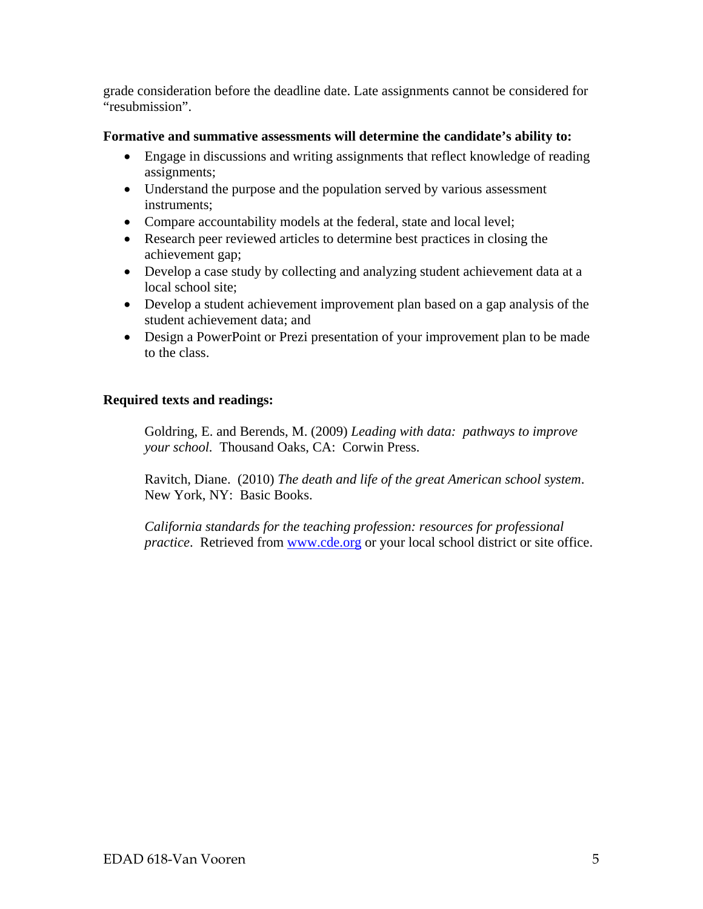grade consideration before the deadline date. Late assignments cannot be considered for "resubmission".

**Formative and summative assessments will determine the candidate's ability to:**

- Engage in discussions and writing assignments that reflect knowledge of reading assignments;
- Understand the purpose and the population served by various assessment instruments;
- Compare accountability models at the federal, state and local level;
- Research peer reviewed articles to determine best practices in closing the achievement gap;
- Develop a case study by collecting and analyzing student achievement data at a local school site;
- Develop a student achievement improvement plan based on a gap analysis of the student achievement data; and
- Design a PowerPoint or Prezi presentation of your improvement plan to be made to the class.

**Required texts and readings:**

Goldring, E. and Berends, M. (2009) *Leading with data: pathways to improve your school.* Thousand Oaks, CA: Corwin Press.

Ravitch, Diane. (2010) *The death and life of the great American school system*. New York, NY: Basic Books.

*California standards for the teaching profession: resources for professional practice*. Retrieved from www.cde.org or your local school district or site office.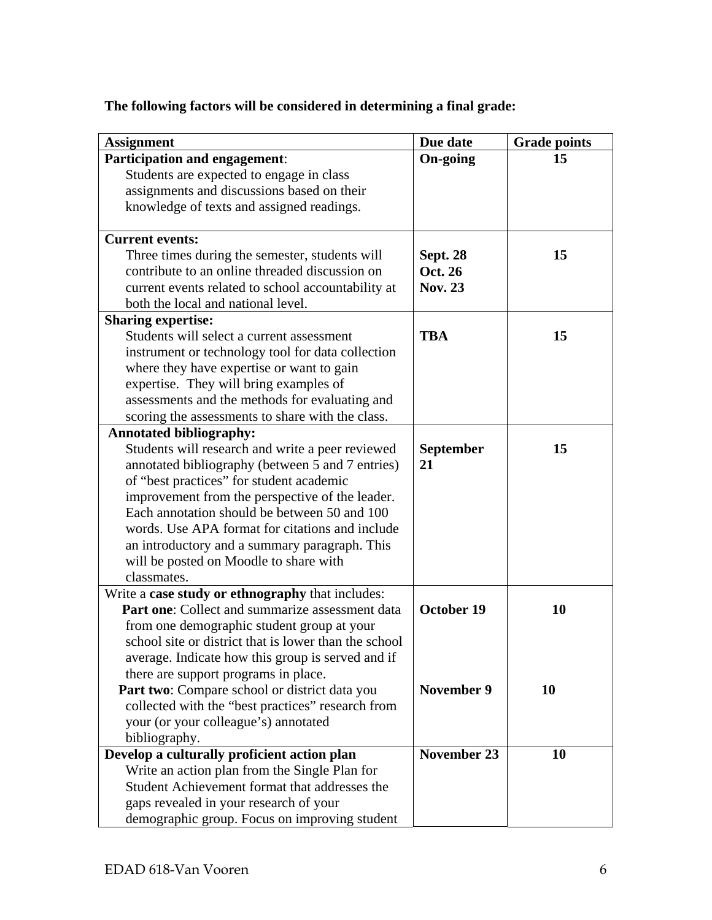**The following factors will be considered in determining a final grade:**

| Assignment | Due date | Grade points |
|---|---|---|
| **Participation and engagement**: Students are expected to engage in class assignments and discussions based on their knowledge of texts and assigned readings. | **On-going** | **15** |
| **Current events:** Three times during the semester, students will contribute to an online threaded discussion on current events related to school accountability at both the local and national level. | **Sept. 28** **Oct. 26** **Nov. 23** | **15** |
| **Sharing expertise:** Students will select a current assessment instrument or technology tool for data collection where they have expertise or want to gain expertise. They will bring examples of assessments and the methods for evaluating and scoring the assessments to share with the class. | **TBA** | **15** |
| **Annotated bibliography:** Students will research and write a peer reviewed annotated bibliography (between 5 and 7 entries) of "best practices" for student academic improvement from the perspective of the leader. Each annotation should be between 50 and 100 words. Use APA format for citations and include an introductory and a summary paragraph. This will be posted on Moodle to share with classmates. | **September 21** | **15** |
| Write a **case study or ethnography** that includes: **Part one**: Collect and summarize assessment data from one demographic student group at your school site or district that is lower than the school average. Indicate how this group is served and if there are support programs in place. | **October 19** | **10** |
| **Part two**: Compare school or district data you collected with the "best practices" research from your (or your colleague's) annotated bibliography. | **November 9** | **10** |
| **Develop a culturally proficient action plan** Write an action plan from the Single Plan for Student Achievement format that addresses the gaps revealed in your research of your demographic group. Focus on improving student | **November 23** | **10** |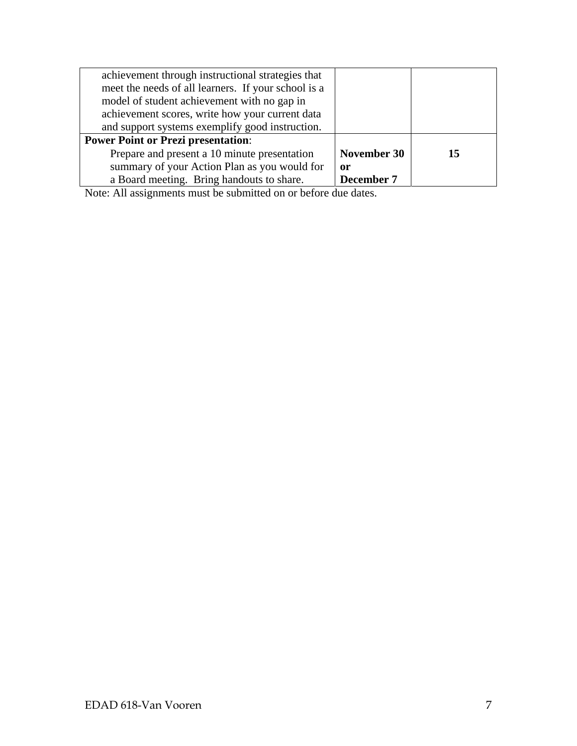| | | |
|---|---|---|
| achievement through instructional strategies that meet the needs of all learners. If your school is a model of student achievement with no gap in achievement scores, write how your current data and support systems exemplify good instruction. | | |
| **Power Point or Prezi presentation**: Prepare and present a 10 minute presentation summary of your Action Plan as you would for a Board meeting. Bring handouts to share. | **November 30 or December 7** | **15** |

Note: All assignments must be submitted on or before due dates.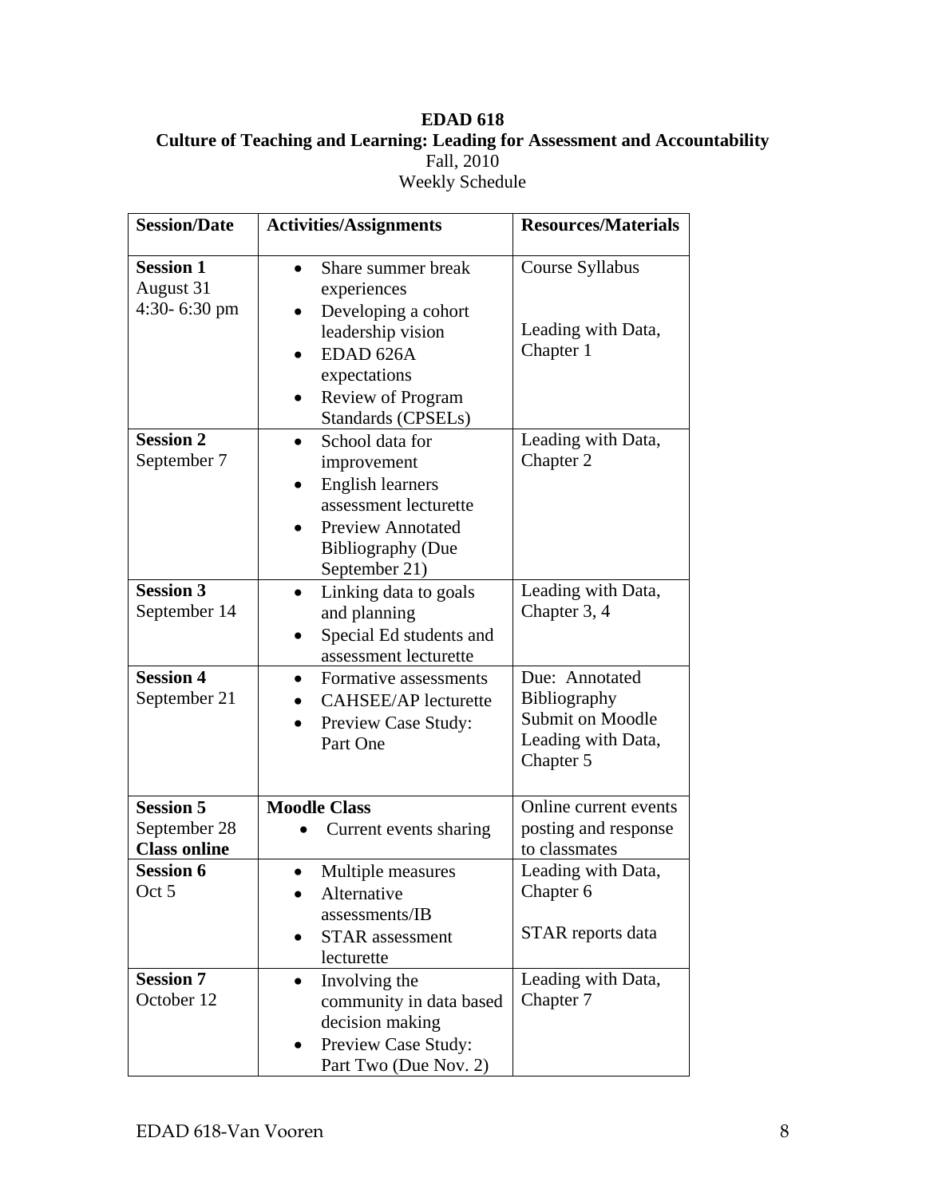**EDAD 618**

**Culture of Teaching and Learning: Leading for Assessment and Accountability**

Fall, 2010

Weekly Schedule

| **Session/Date** | **Activities/Assignments** | **Resources/Materials** |
| --- | --- | --- |
| **Session 1** August 31 4:30- 6:30 pm | • Share summer break experiences<br>• Developing a cohort leadership vision<br>• EDAD 626A expectations<br>• Review of Program Standards (CPSELs) | Course Syllabus<br><br>Leading with Data, Chapter 1 |
| **Session 2** September 7 | • School data for improvement<br>• English learners assessment lecturette<br>• Preview Annotated Bibliography (Due September 21) | Leading with Data, Chapter 2 |
| **Session 3** September 14 | • Linking data to goals and planning<br>• Special Ed students and assessment lecturette | Leading with Data, Chapter 3, 4 |
| **Session 4** September 21 | • Formative assessments<br>• CAHSEE/AP lecturette<br>• Preview Case Study: Part One | Due: Annotated Bibliography Submit on Moodle<br>Leading with Data, Chapter 5 |
| **Session 5** September 28 **Class online** | **Moodle Class**<br>• Current events sharing | Online current events posting and response to classmates |
| **Session 6** Oct 5 | • Multiple measures<br>• Alternative assessments/IB<br>• STAR assessment lecturette | Leading with Data, Chapter 6<br><br>STAR reports data |
| **Session 7** October 12 | • Involving the community in data based decision making<br>• Preview Case Study: Part Two (Due Nov. 2) | Leading with Data, Chapter 7 |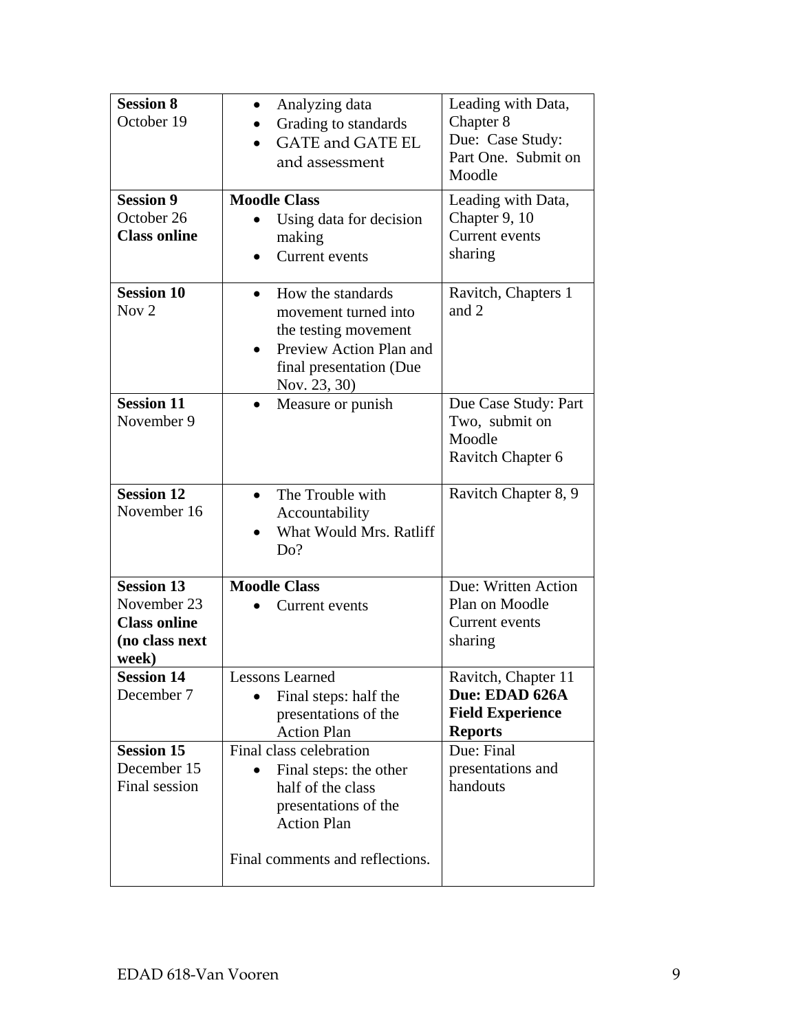| | | |
|---|---|---|
| **Session 8**<br>October 19 | • Analyzing data<br>• Grading to standards<br>• GATE and GATE EL and assessment | Leading with Data, Chapter 8<br>Due: Case Study: Part One. Submit on Moodle |
| **Session 9**<br>October 26<br>**Class online** | **Moodle Class**<br>• Using data for decision making<br>• Current events | Leading with Data, Chapter 9, 10<br>Current events sharing |
| **Session 10**<br>Nov 2 | • How the standards movement turned into the testing movement<br>• Preview Action Plan and final presentation (Due Nov. 23, 30) | Ravitch, Chapters 1 and 2 |
| **Session 11**<br>November 9 | • Measure or punish | Due Case Study: Part Two, submit on Moodle<br>Ravitch Chapter 6 |
| **Session 12**<br>November 16 | • The Trouble with Accountability<br>• What Would Mrs. Ratliff Do? | Ravitch Chapter 8, 9 |
| **Session 13**<br>November 23<br>**Class online (no class next week)** | **Moodle Class**<br>• Current events | Due: Written Action Plan on Moodle<br>Current events sharing |
| **Session 14**<br>December 7 | Lessons Learned<br>• Final steps: half the presentations of the Action Plan | Ravitch, Chapter 11<br>**Due: EDAD 626A Field Experience Reports** |
| **Session 15**<br>December 15<br>Final session | Final class celebration<br>• Final steps: the other half of the class presentations of the Action Plan<br><br>Final comments and reflections. | Due: Final presentations and handouts |